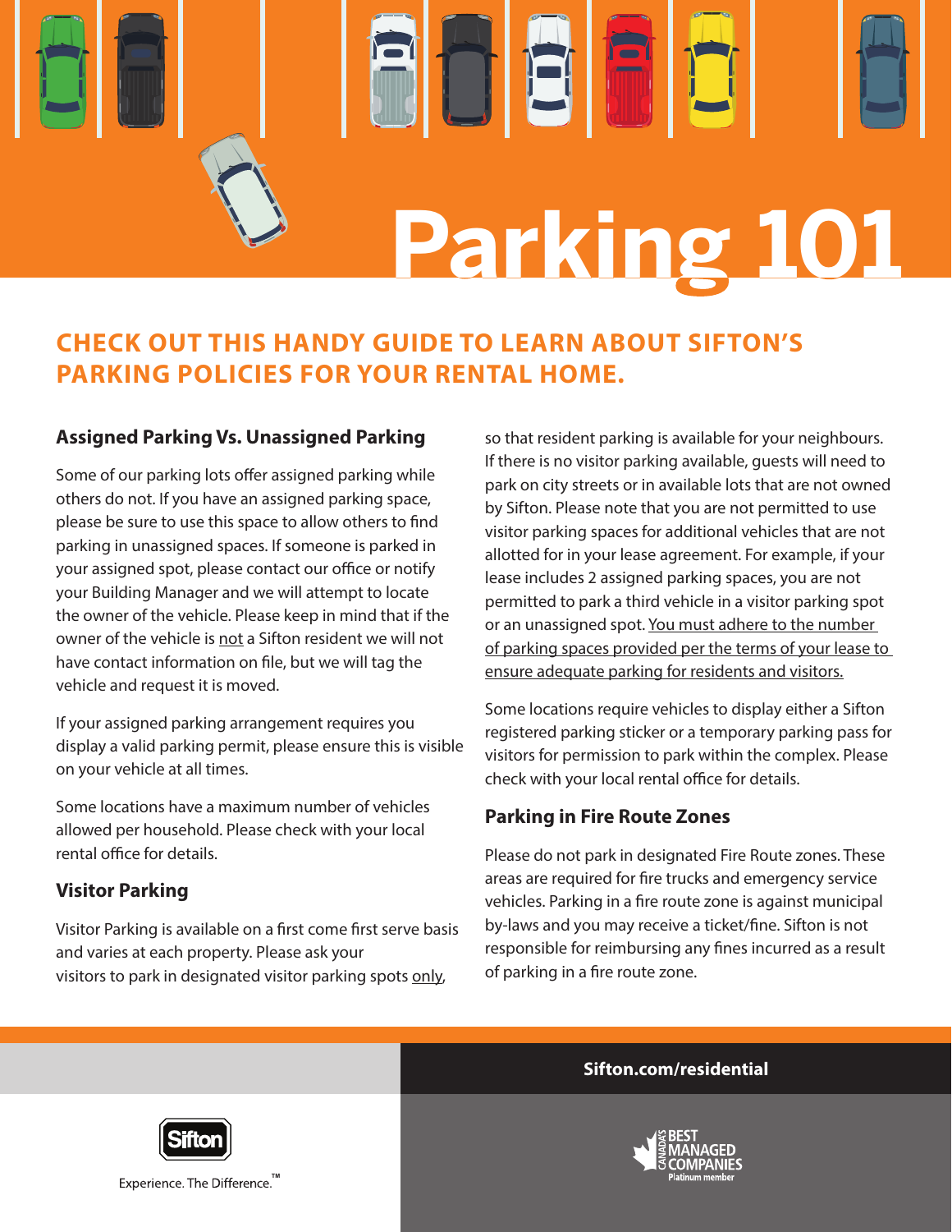# Parking 101

## CHECK OUT THIS HANDY GUIDE TO LEARN ABOUT SIFTON'S PARKING POLICIES FOR YOUR RENTAL HOME.

### Assigned Parking Vs. Unassigned Parking

Some of our parking lots offer assigned parking while others do not. If you have an assigned parking space, please be sure to use this space to allow others to find parking in unassigned spaces. If someone is parked in your assigned spot, please contact our office or notify your Building Manager and we will attempt to locate the owner of the vehicle. Please keep in mind that if the owner of the vehicle is <u>not</u> a Sifton resident we will not have contact information on file, but we will tag the vehicle and request it is moved.

If your assigned parking arrangement requires you display a valid parking permit, please ensure this is visible on your vehicle at all times.

Some locations have a maximum number of vehicles allowed per household. Please check with your local rental office for details.

### Visitor Parking

Visitor Parking is available on a first come first serve basis and varies at each property. Please ask your visitors to park in designated visitor parking spots <u>only</u>, so that resident parking is available for your neighbours. If there is no visitor parking available, guests will need to park on city streets or in available lots that are not owned by Sifton. Please note that you are not permitted to use visitor parking spaces for additional vehicles that are not allotted for in your lease agreement. For example, if your lease includes 2 assigned parking spaces, you are not permitted to park a third vehicle in a visitor parking spot or an unassigned spot. <u>You must adhere to the number of parking spaces provided per the terms of your lease to ensure adequate parking for residents and visitors.</u>

Some locations require vehicles to display either a Sifton registered parking sticker or a temporary parking pass for visitors for permission to park within the complex. Please check with your local rental office for details.

### Parking in Fire Route Zones

Please do not park in designated Fire Route zones. These areas are required for fire trucks and emergency service vehicles. Parking in a fire route zone is against municipal by-laws and you may receive a ticket/fine. Sifton is not responsible for reimbursing any fines incurred as a result of parking in a fire route zone.

**Sifton.com/residential**

Sifton

Experience. The Difference.™

Canada's Best Managed Companies Platinum member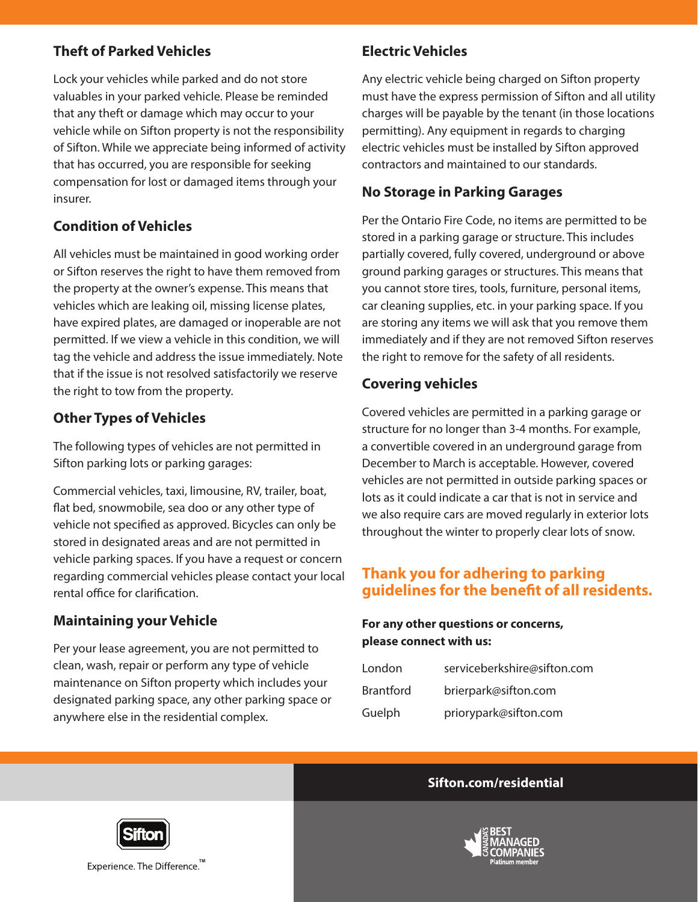## Theft of Parked Vehicles

Lock your vehicles while parked and do not store valuables in your parked vehicle. Please be reminded that any theft or damage which may occur to your vehicle while on Sifton property is not the responsibility of Sifton. While we appreciate being informed of activity that has occurred, you are responsible for seeking compensation for lost or damaged items through your insurer.

## Condition of Vehicles

All vehicles must be maintained in good working order or Sifton reserves the right to have them removed from the property at the owner's expense. This means that vehicles which are leaking oil, missing license plates, have expired plates, are damaged or inoperable are not permitted. If we view a vehicle in this condition, we will tag the vehicle and address the issue immediately. Note that if the issue is not resolved satisfactorily we reserve the right to tow from the property.

## Other Types of Vehicles

The following types of vehicles are not permitted in Sifton parking lots or parking garages:

Commercial vehicles, taxi, limousine, RV, trailer, boat, flat bed, snowmobile, sea doo or any other type of vehicle not specified as approved. Bicycles can only be stored in designated areas and are not permitted in vehicle parking spaces. If you have a request or concern regarding commercial vehicles please contact your local rental office for clarification.

## Maintaining your Vehicle

Per your lease agreement, you are not permitted to clean, wash, repair or perform any type of vehicle maintenance on Sifton property which includes your designated parking space, any other parking space or anywhere else in the residential complex.

## Electric Vehicles

Any electric vehicle being charged on Sifton property must have the express permission of Sifton and all utility charges will be payable by the tenant (in those locations permitting). Any equipment in regards to charging electric vehicles must be installed by Sifton approved contractors and maintained to our standards.

## No Storage in Parking Garages

Per the Ontario Fire Code, no items are permitted to be stored in a parking garage or structure. This includes partially covered, fully covered, underground or above ground parking garages or structures. This means that you cannot store tires, tools, furniture, personal items, car cleaning supplies, etc. in your parking space. If you are storing any items we will ask that you remove them immediately and if they are not removed Sifton reserves the right to remove for the safety of all residents.

## Covering vehicles

Covered vehicles are permitted in a parking garage or structure for no longer than 3-4 months. For example, a convertible covered in an underground garage from December to March is acceptable. However, covered vehicles are not permitted in outside parking spaces or lots as it could indicate a car that is not in service and we also require cars are moved regularly in exterior lots throughout the winter to properly clear lots of snow.

## Thank you for adhering to parking guidelines for the benefit of all residents.

**For any other questions or concerns, please connect with us:**

| | |
|---|---|
| London | serviceberkshire@sifton.com |
| Brantford | brierpark@sifton.com |
| Guelph | priorypark@sifton.com |

**Sifton.com/residential**

Sifton

Experience. The Difference.™

Canada's Best Managed Companies Platinum member